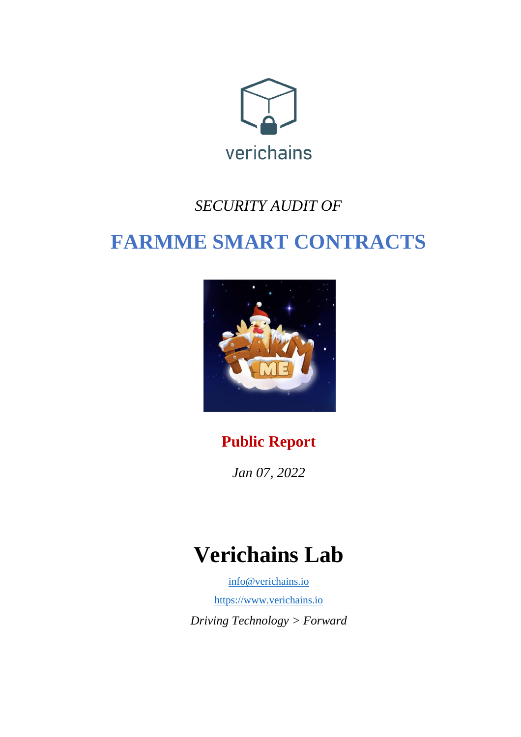verichains

*SECURITY AUDIT OF*

# FARMME SMART CONTRACTS

**Public Report**

*Jan 07, 2022*

# Verichains Lab

[info@verichains.io](mailto:info@verichains.io)

[https://www.verichains.io](https://www.verichains.io)

*Driving Technology > Forward*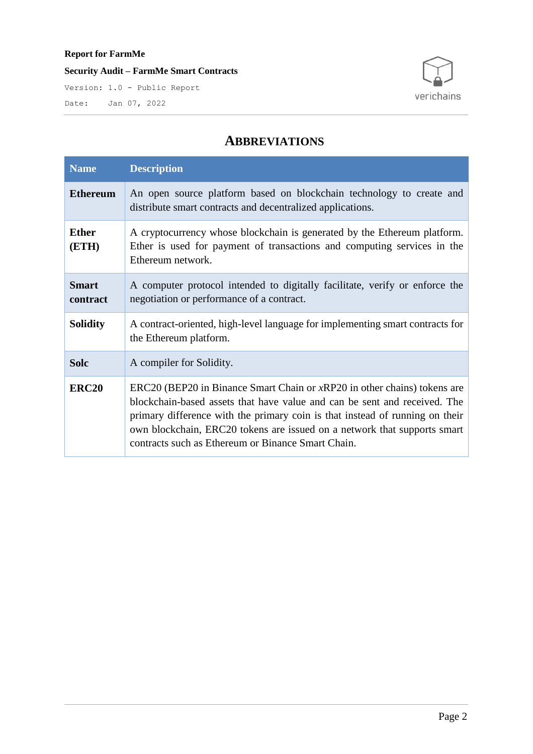## ABBREVIATIONS

| Name | Description |
| --- | --- |
| **Ethereum** | An open source platform based on blockchain technology to create and distribute smart contracts and decentralized applications. |
| **Ether (ETH)** | A cryptocurrency whose blockchain is generated by the Ethereum platform. Ether is used for payment of transactions and computing services in the Ethereum network. |
| **Smart contract** | A computer protocol intended to digitally facilitate, verify or enforce the negotiation or performance of a contract. |
| **Solidity** | A contract-oriented, high-level language for implementing smart contracts for the Ethereum platform. |
| **Solc** | A compiler for Solidity. |
| **ERC20** | ERC20 (BEP20 in Binance Smart Chain or *x*RP20 in other chains) tokens are blockchain-based assets that have value and can be sent and received. The primary difference with the primary coin is that instead of running on their own blockchain, ERC20 tokens are issued on a network that supports smart contracts such as Ethereum or Binance Smart Chain. |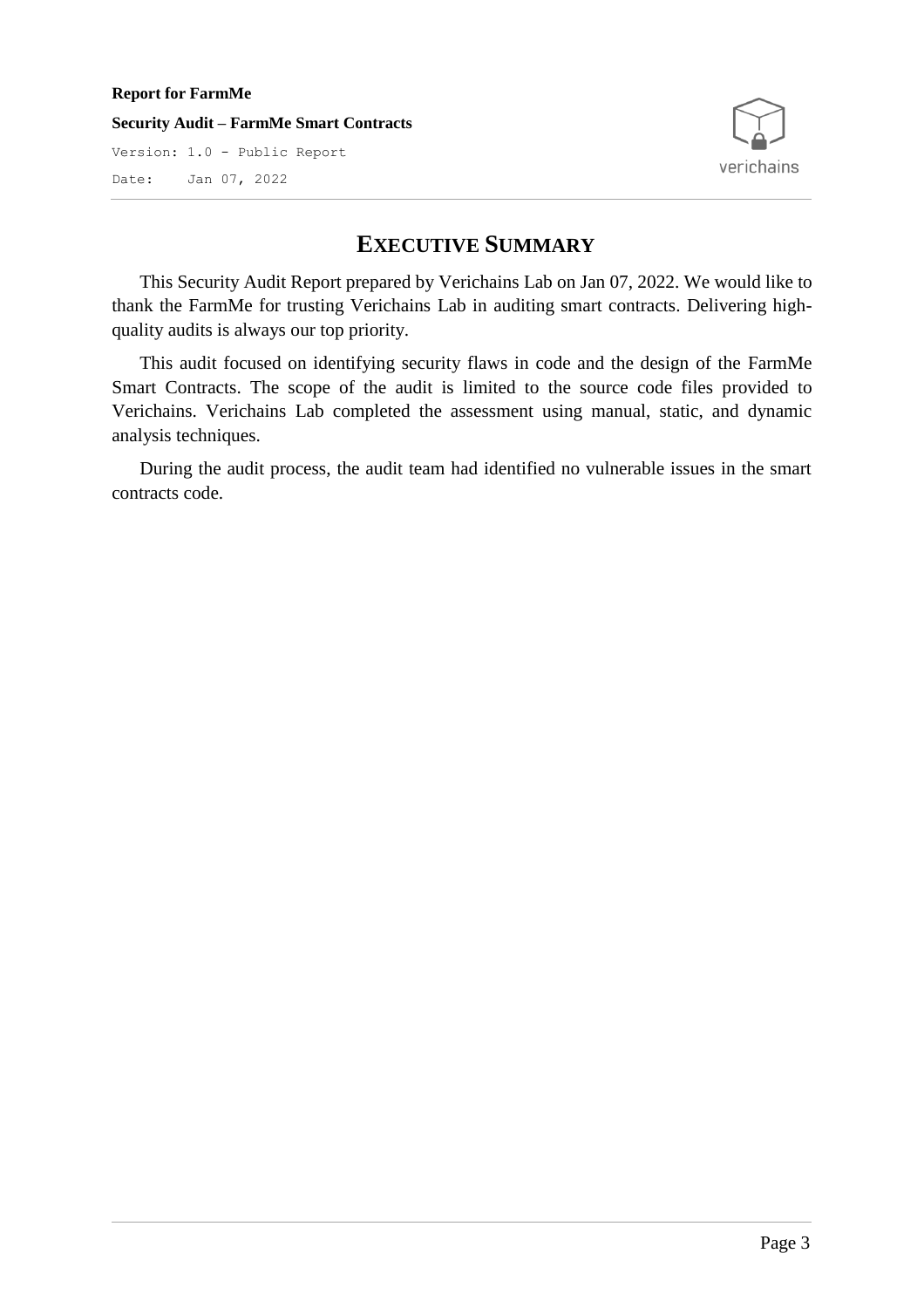# EXECUTIVE SUMMARY

This Security Audit Report prepared by Verichains Lab on Jan 07, 2022. We would like to thank the FarmMe for trusting Verichains Lab in auditing smart contracts. Delivering high-quality audits is always our top priority.

This audit focused on identifying security flaws in code and the design of the FarmMe Smart Contracts. The scope of the audit is limited to the source code files provided to Verichains. Verichains Lab completed the assessment using manual, static, and dynamic analysis techniques.

During the audit process, the audit team had identified no vulnerable issues in the smart contracts code.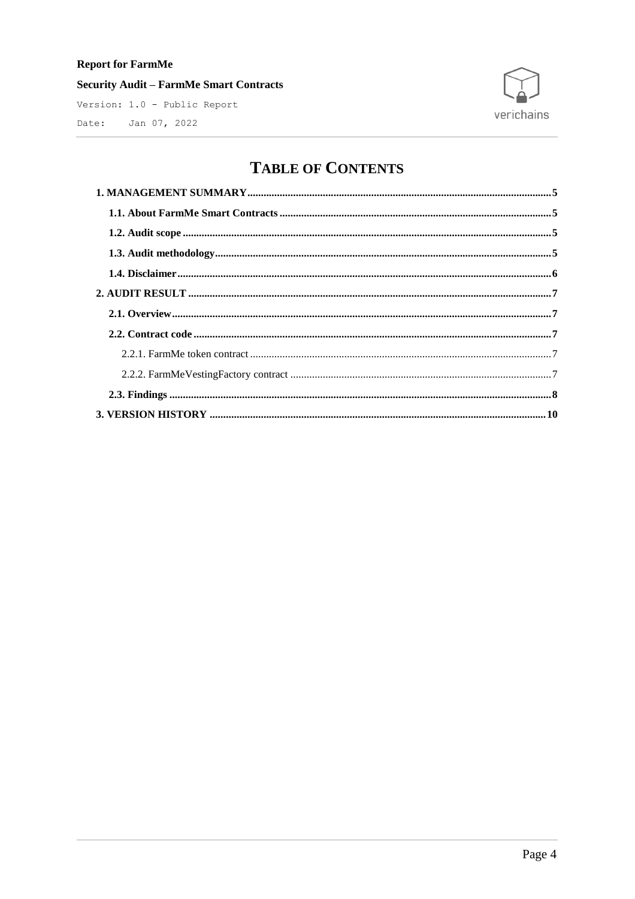# TABLE OF CONTENTS

1. MANAGEMENT SUMMARY .......... 5
   - 1.1. About FarmMe Smart Contracts .......... 5
   - 1.2. Audit scope .......... 5
   - 1.3. Audit methodology .......... 5
   - 1.4. Disclaimer .......... 6
2. AUDIT RESULT .......... 7
   - 2.1. Overview .......... 7
   - 2.2. Contract code .......... 7
     - 2.2.1. FarmMe token contract .......... 7
     - 2.2.2. FarmMeVestingFactory contract .......... 7
   - 2.3. Findings .......... 8
3. VERSION HISTORY .......... 10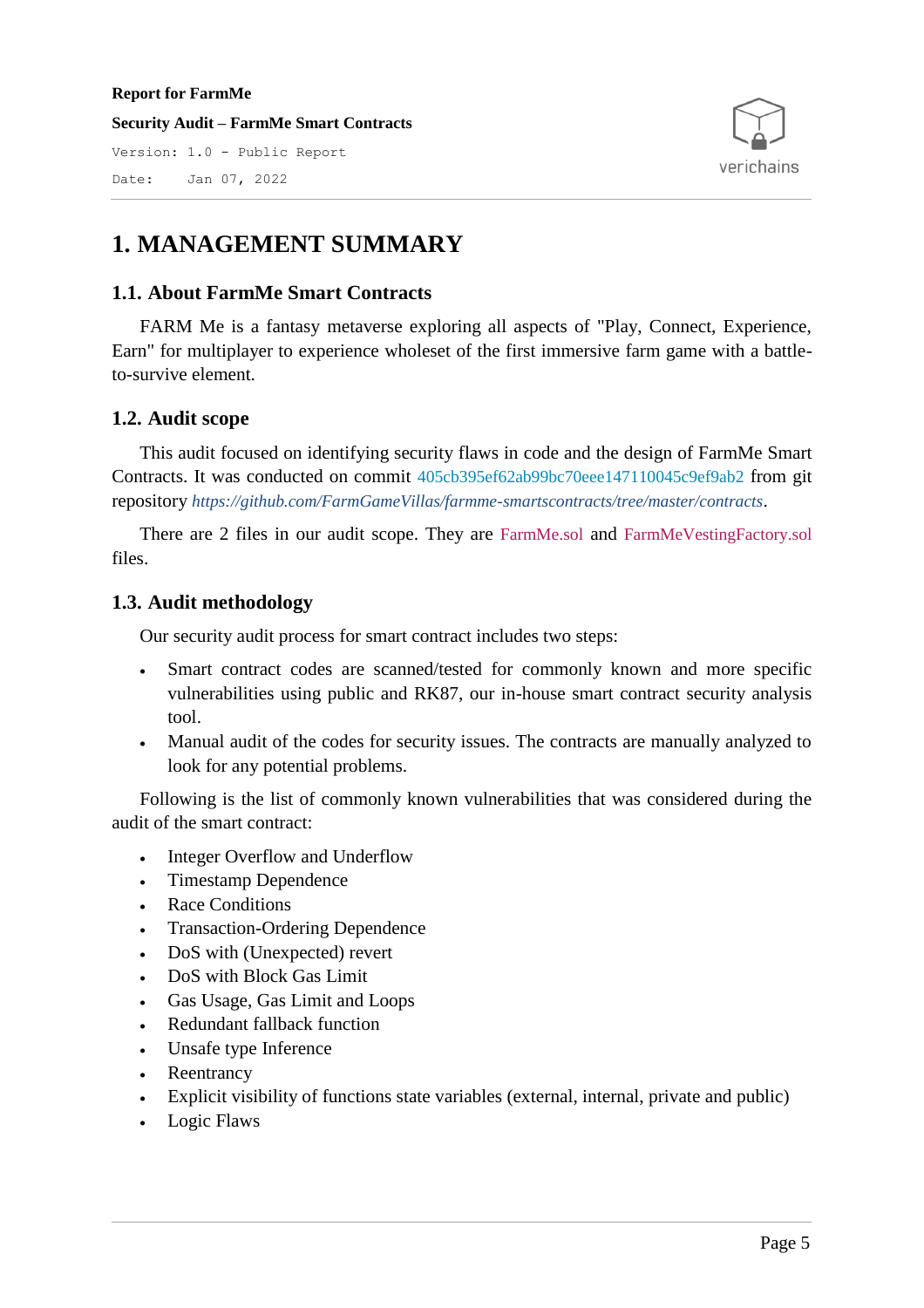# 1. MANAGEMENT SUMMARY

## 1.1. About FarmMe Smart Contracts

FARM Me is a fantasy metaverse exploring all aspects of "Play, Connect, Experience, Earn" for multiplayer to experience wholeset of the first immersive farm game with a battle-to-survive element.

## 1.2. Audit scope

This audit focused on identifying security flaws in code and the design of FarmMe Smart Contracts. It was conducted on commit 405cb395ef62ab99bc70eee147110045c9ef9ab2 from git repository *https://github.com/FarmGameVillas/farmme-smartscontracts/tree/master/contracts*.

There are 2 files in our audit scope. They are FarmMe.sol and FarmMeVestingFactory.sol files.

## 1.3. Audit methodology

Our security audit process for smart contract includes two steps:

- Smart contract codes are scanned/tested for commonly known and more specific vulnerabilities using public and RK87, our in-house smart contract security analysis tool.
- Manual audit of the codes for security issues. The contracts are manually analyzed to look for any potential problems.

Following is the list of commonly known vulnerabilities that was considered during the audit of the smart contract:

- Integer Overflow and Underflow
- Timestamp Dependence
- Race Conditions
- Transaction-Ordering Dependence
- DoS with (Unexpected) revert
- DoS with Block Gas Limit
- Gas Usage, Gas Limit and Loops
- Redundant fallback function
- Unsafe type Inference
- Reentrancy
- Explicit visibility of functions state variables (external, internal, private and public)
- Logic Flaws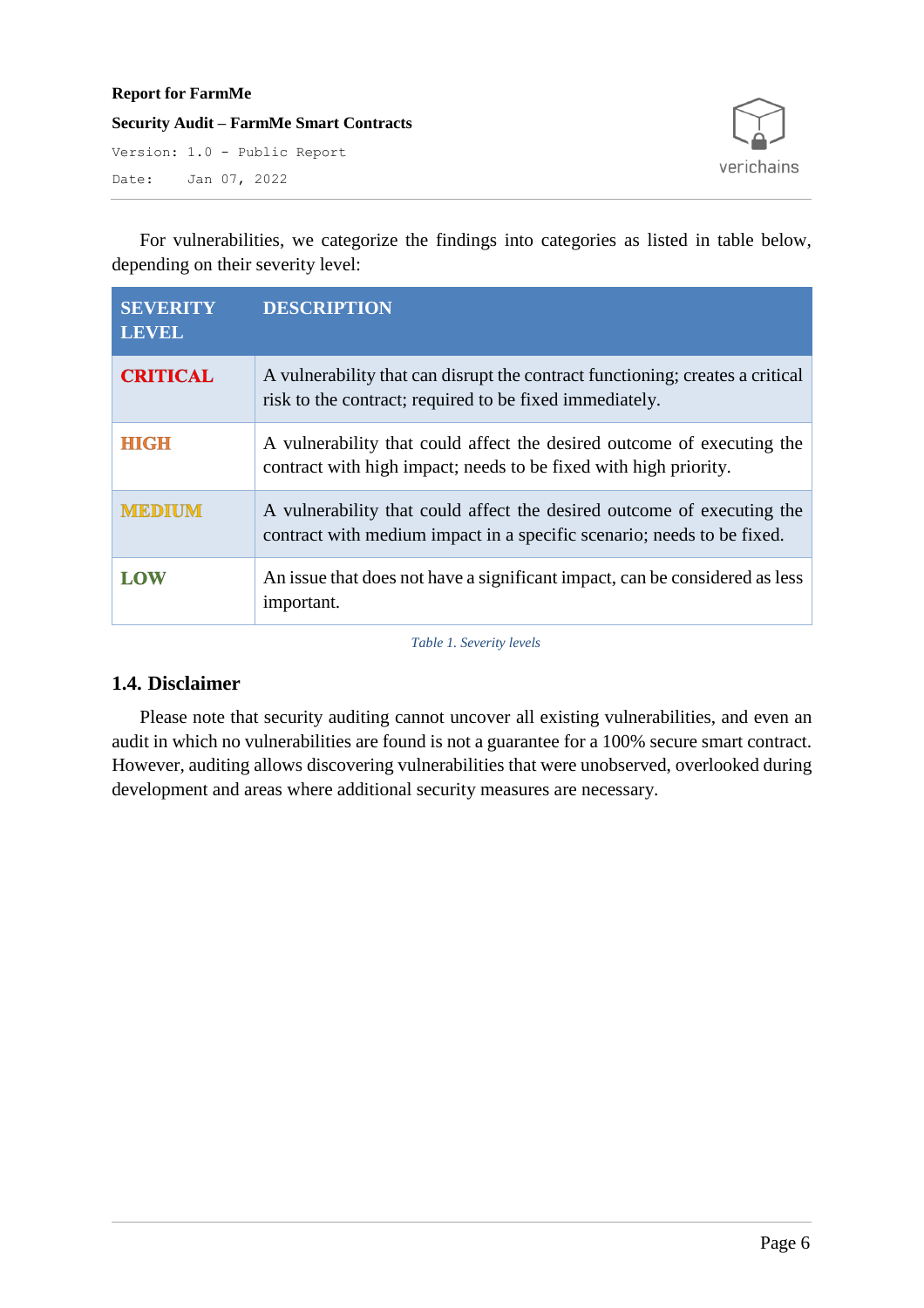For vulnerabilities, we categorize the findings into categories as listed in table below, depending on their severity level:

| SEVERITY LEVEL | DESCRIPTION |
|---|---|
| **CRITICAL** | A vulnerability that can disrupt the contract functioning; creates a critical risk to the contract; required to be fixed immediately. |
| **HIGH** | A vulnerability that could affect the desired outcome of executing the contract with high impact; needs to be fixed with high priority. |
| **MEDIUM** | A vulnerability that could affect the desired outcome of executing the contract with medium impact in a specific scenario; needs to be fixed. |
| **LOW** | An issue that does not have a significant impact, can be considered as less important. |

*Table 1. Severity levels*

### 1.4. Disclaimer

Please note that security auditing cannot uncover all existing vulnerabilities, and even an audit in which no vulnerabilities are found is not a guarantee for a 100% secure smart contract. However, auditing allows discovering vulnerabilities that were unobserved, overlooked during development and areas where additional security measures are necessary.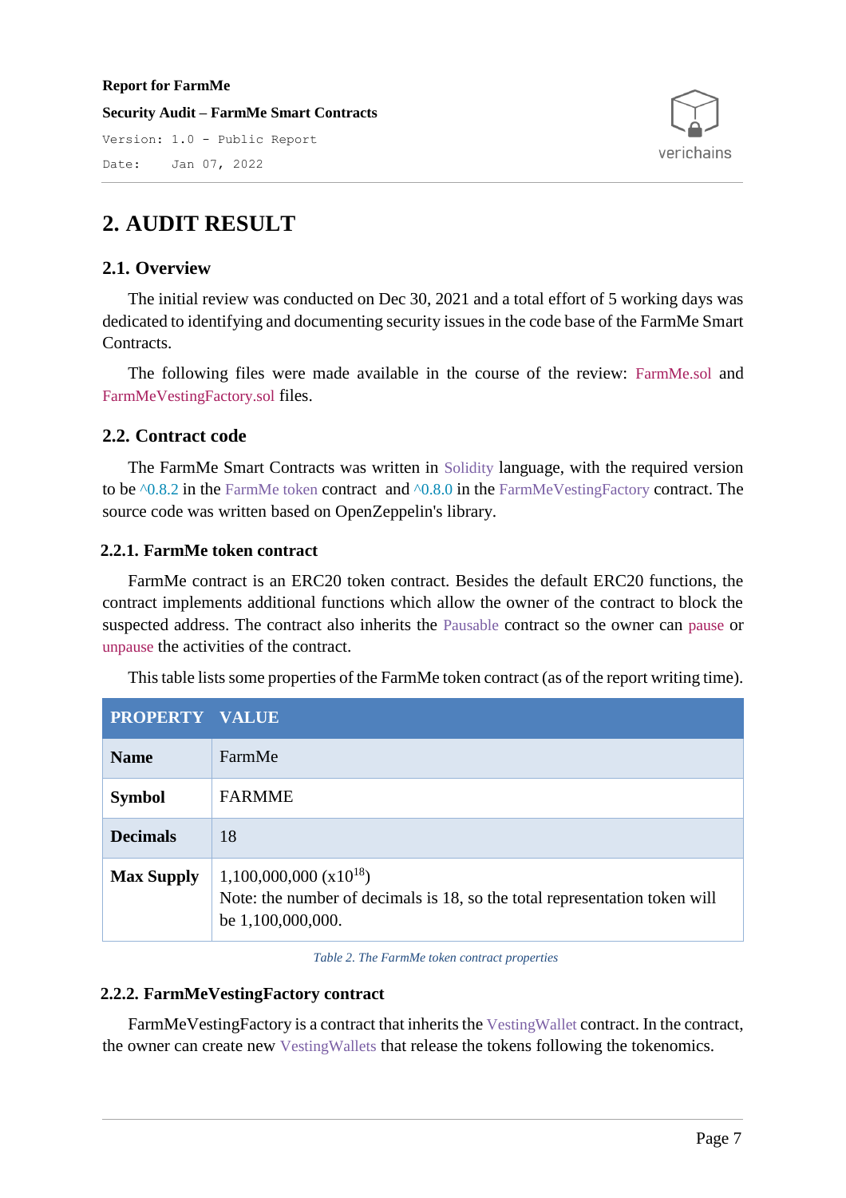# 2. AUDIT RESULT

## 2.1. Overview

The initial review was conducted on Dec 30, 2021 and a total effort of 5 working days was dedicated to identifying and documenting security issues in the code base of the FarmMe Smart Contracts.

The following files were made available in the course of the review: FarmMe.sol and FarmMeVestingFactory.sol files.

## 2.2. Contract code

The FarmMe Smart Contracts was written in Solidity language, with the required version to be ^0.8.2 in the FarmMe token contract and ^0.8.0 in the FarmMeVestingFactory contract. The source code was written based on OpenZeppelin's library.

### 2.2.1. FarmMe token contract

FarmMe contract is an ERC20 token contract. Besides the default ERC20 functions, the contract implements additional functions which allow the owner of the contract to block the suspected address. The contract also inherits the Pausable contract so the owner can pause or unpause the activities of the contract.

This table lists some properties of the FarmMe token contract (as of the report writing time).

| PROPERTY | VALUE |
|---|---|
| **Name** | FarmMe |
| **Symbol** | FARMME |
| **Decimals** | 18 |
| **Max Supply** | 1,100,000,000 (x$10^{18}$)<br>Note: the number of decimals is 18, so the total representation token will be 1,100,000,000. |

*Table 2. The FarmMe token contract properties*

### 2.2.2. FarmMeVestingFactory contract

FarmMeVestingFactory is a contract that inherits the VestingWallet contract. In the contract, the owner can create new VestingWallets that release the tokens following the tokenomics.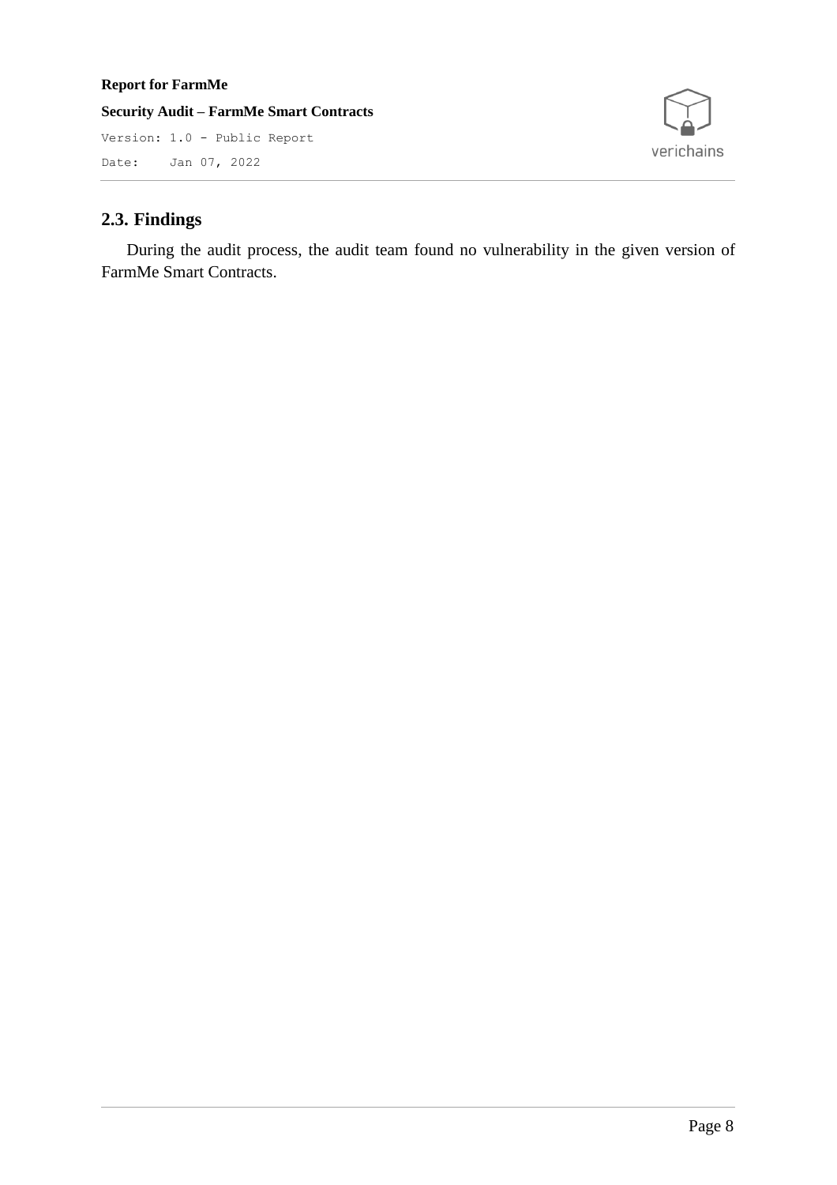## 2.3. Findings

During the audit process, the audit team found no vulnerability in the given version of FarmMe Smart Contracts.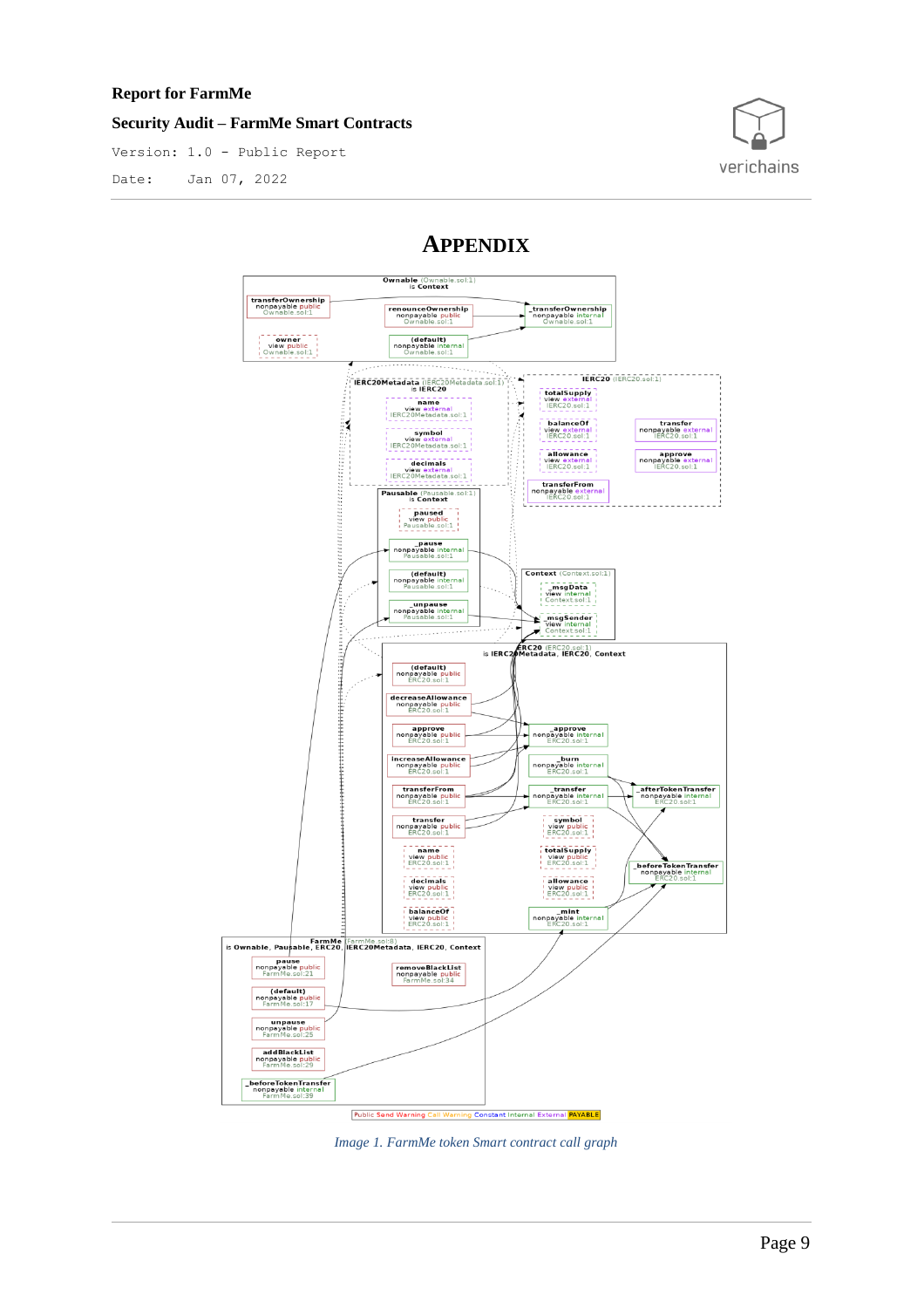# APPENDIX

*Image 1. FarmMe token Smart contract call graph*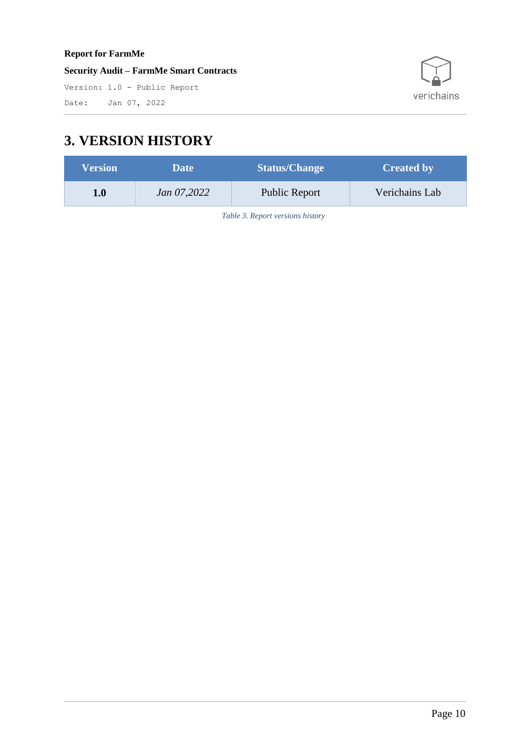# 3. VERSION HISTORY

| Version | Date | Status/Change | Created by |
|---|---|---|---|
| **1.0** | *Jan 07,2022* | Public Report | Verichains Lab |

*Table 3. Report versions history*